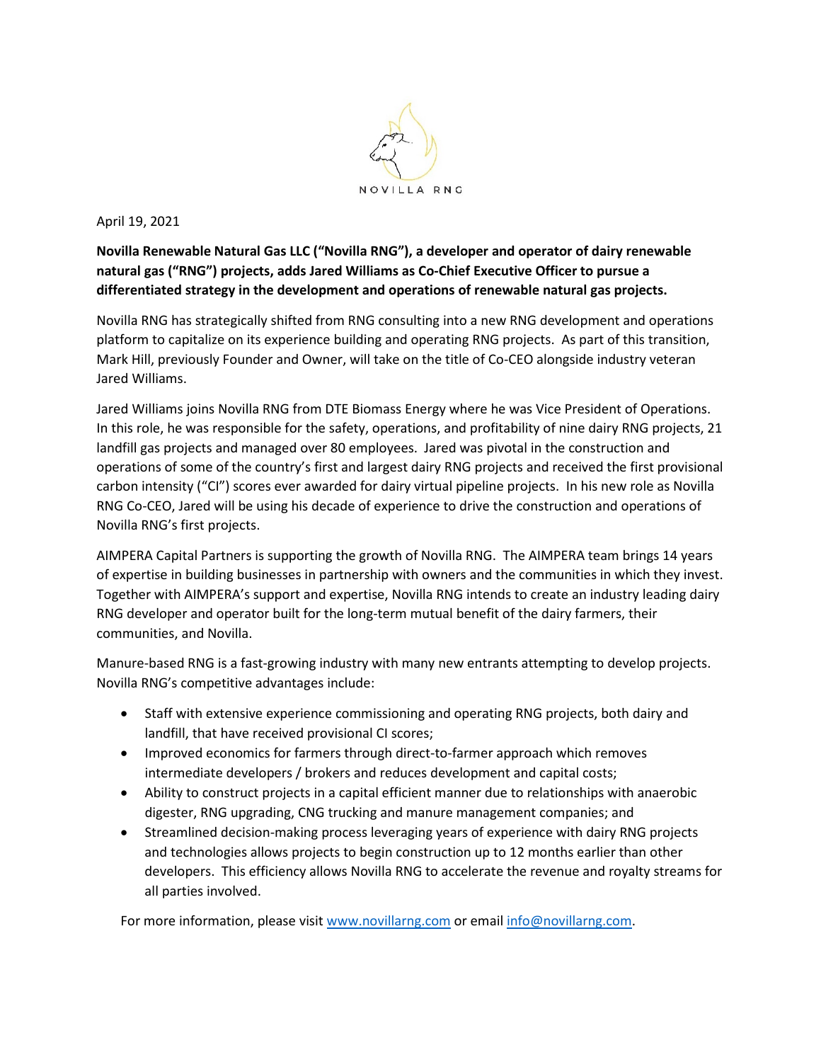NOVILLA RNG

April 19, 2021

**Novilla Renewable Natural Gas LLC ("Novilla RNG"), a developer and operator of dairy renewable natural gas ("RNG") projects, adds Jared Williams as Co-Chief Executive Officer to pursue a differentiated strategy in the development and operations of renewable natural gas projects.**

Novilla RNG has strategically shifted from RNG consulting into a new RNG development and operations platform to capitalize on its experience building and operating RNG projects. As part of this transition, Mark Hill, previously Founder and Owner, will take on the title of Co-CEO alongside industry veteran Jared Williams.

Jared Williams joins Novilla RNG from DTE Biomass Energy where he was Vice President of Operations. In this role, he was responsible for the safety, operations, and profitability of nine dairy RNG projects, 21 landfill gas projects and managed over 80 employees. Jared was pivotal in the construction and operations of some of the country's first and largest dairy RNG projects and received the first provisional carbon intensity ("CI") scores ever awarded for dairy virtual pipeline projects. In his new role as Novilla RNG Co-CEO, Jared will be using his decade of experience to drive the construction and operations of Novilla RNG's first projects.

AIMPERA Capital Partners is supporting the growth of Novilla RNG. The AIMPERA team brings 14 years of expertise in building businesses in partnership with owners and the communities in which they invest. Together with AIMPERA's support and expertise, Novilla RNG intends to create an industry leading dairy RNG developer and operator built for the long-term mutual benefit of the dairy farmers, their communities, and Novilla.

Manure-based RNG is a fast-growing industry with many new entrants attempting to develop projects. Novilla RNG's competitive advantages include:

- Staff with extensive experience commissioning and operating RNG projects, both dairy and landfill, that have received provisional CI scores;
- Improved economics for farmers through direct-to-farmer approach which removes intermediate developers / brokers and reduces development and capital costs;
- Ability to construct projects in a capital efficient manner due to relationships with anaerobic digester, RNG upgrading, CNG trucking and manure management companies; and
- Streamlined decision-making process leveraging years of experience with dairy RNG projects and technologies allows projects to begin construction up to 12 months earlier than other developers. This efficiency allows Novilla RNG to accelerate the revenue and royalty streams for all parties involved.

For more information, please visit www.novillarng.com or email info@novillarng.com.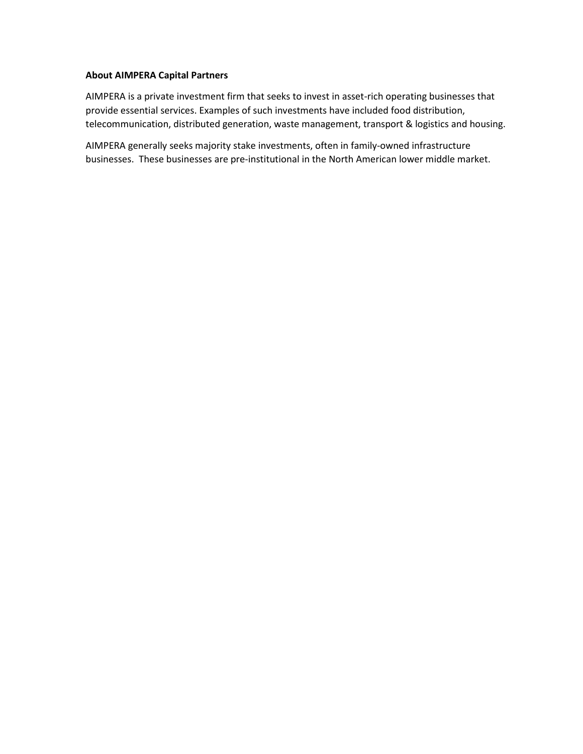**About AIMPERA Capital Partners**

AIMPERA is a private investment firm that seeks to invest in asset-rich operating businesses that provide essential services. Examples of such investments have included food distribution, telecommunication, distributed generation, waste management, transport & logistics and housing.

AIMPERA generally seeks majority stake investments, often in family-owned infrastructure businesses. These businesses are pre-institutional in the North American lower middle market.